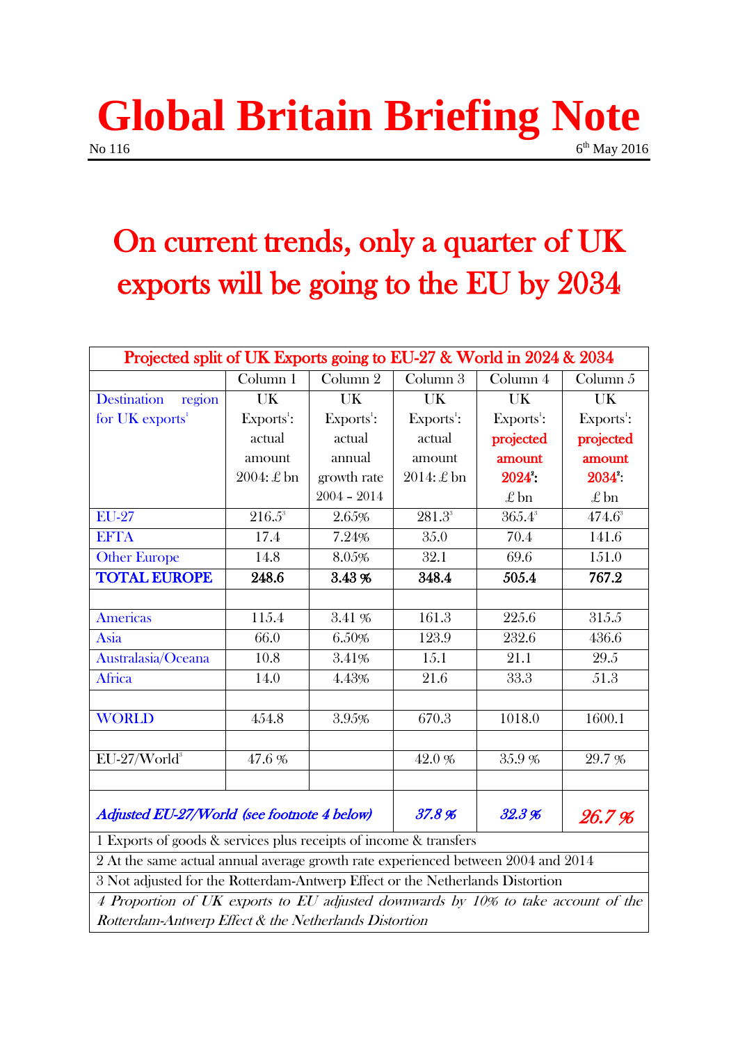# Global Britain Briefing Note

No 116 6th May 2016

## On current trends, only a quarter of UK exports will be going to the EU by 2034

| Projected split of UK Exports going to EU-27 & World in 2024 & 2034 | | | | | |
|---|---|---|---|---|---|
| | Column 1 | Column 2 | Column 3 | Column 4 | Column 5 |
| Destination region for UK exports[1] | UK Exports[1]: actual amount 2004: £ bn | UK Exports[1]: actual annual growth rate 2004 – 2014 | UK Exports[1]: actual amount 2014: £ bn | UK Exports[1]: projected amount 2024[2]: £ bn | UK Exports[1]: projected amount 2034[2]: £ bn |
| EU-27 | 216.5[3] | 2.65% | 281.3[3] | 365.4[3] | 474.6[3] |
| EFTA | 17.4 | 7.24% | 35.0 | 70.4 | 141.6 |
| Other Europe | 14.8 | 8.05% | 32.1 | 69.6 | 151.0 |
| **TOTAL EUROPE** | **248.6** | **3.43 %** | **348.4** | **505.4** | **767.2** |
| | | | | | |
| Americas | 115.4 | 3.41 % | 161.3 | 225.6 | 315.5 |
| Asia | 66.0 | 6.50% | 123.9 | 232.6 | 436.6 |
| Australasia/Oceana | 10.8 | 3.41% | 15.1 | 21.1 | 29.5 |
| Africa | 14.0 | 4.43% | 21.6 | 33.3 | 51.3 |
| | | | | | |
| WORLD | 454.8 | 3.95% | 670.3 | 1018.0 | 1600.1 |
| | | | | | |
| EU-27/World[3] | 47.6 % | | 42.0 % | 35.9 % | 29.7 % |
| | | | | | |
| *Adjusted EU-27/World (see footnote 4 below)* | | | *37.8 %* | *32.3 %* | *26.7 %* |

1 Exports of goods & services plus receipts of income & transfers

2 At the same actual annual average growth rate experienced between 2004 and 2014

3 Not adjusted for the Rotterdam-Antwerp Effect or the Netherlands Distortion

*4 Proportion of UK exports to EU adjusted downwards by 10% to take account of the Rotterdam-Antwerp Effect & the Netherlands Distortion*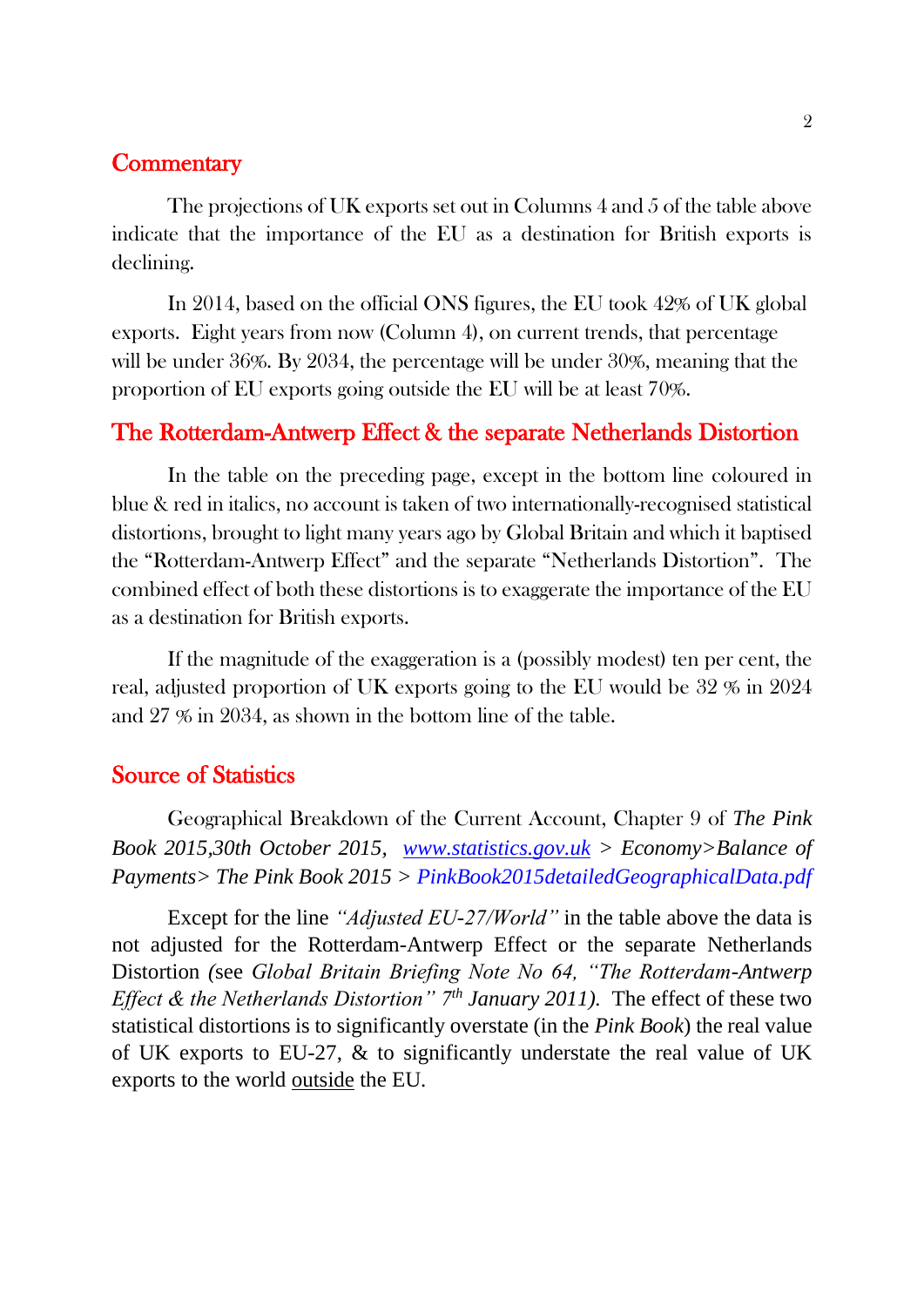## Commentary

The projections of UK exports set out in Columns 4 and 5 of the table above indicate that the importance of the EU as a destination for British exports is declining.

In 2014, based on the official ONS figures, the EU took 42% of UK global exports. Eight years from now (Column 4), on current trends, that percentage will be under 36%. By 2034, the percentage will be under 30%, meaning that the proportion of EU exports going outside the EU will be at least 70%.

## The Rotterdam-Antwerp Effect & the separate Netherlands Distortion

In the table on the preceding page, except in the bottom line coloured in blue & red in italics, no account is taken of two internationally-recognised statistical distortions, brought to light many years ago by Global Britain and which it baptised the "Rotterdam-Antwerp Effect" and the separate "Netherlands Distortion". The combined effect of both these distortions is to exaggerate the importance of the EU as a destination for British exports.

If the magnitude of the exaggeration is a (possibly modest) ten per cent, the real, adjusted proportion of UK exports going to the EU would be 32 % in 2024 and 27 % in 2034, as shown in the bottom line of the table.

## Source of Statistics

Geographical Breakdown of the Current Account, Chapter 9 of *The Pink Book 2015,30th October 2015, www.statistics.gov.uk > Economy>Balance of Payments> The Pink Book 2015 > PinkBook2015detailedGeographicalData.pdf*

Except for the line *"Adjusted EU-27/World"* in the table above the data is not adjusted for the Rotterdam-Antwerp Effect or the separate Netherlands Distortion *(see Global Britain Briefing Note No 64, "The Rotterdam-Antwerp Effect & the Netherlands Distortion" 7th January 2011).* The effect of these two statistical distortions is to significantly overstate (in the *Pink Book*) the real value of UK exports to EU-27, & to significantly understate the real value of UK exports to the world outside the EU.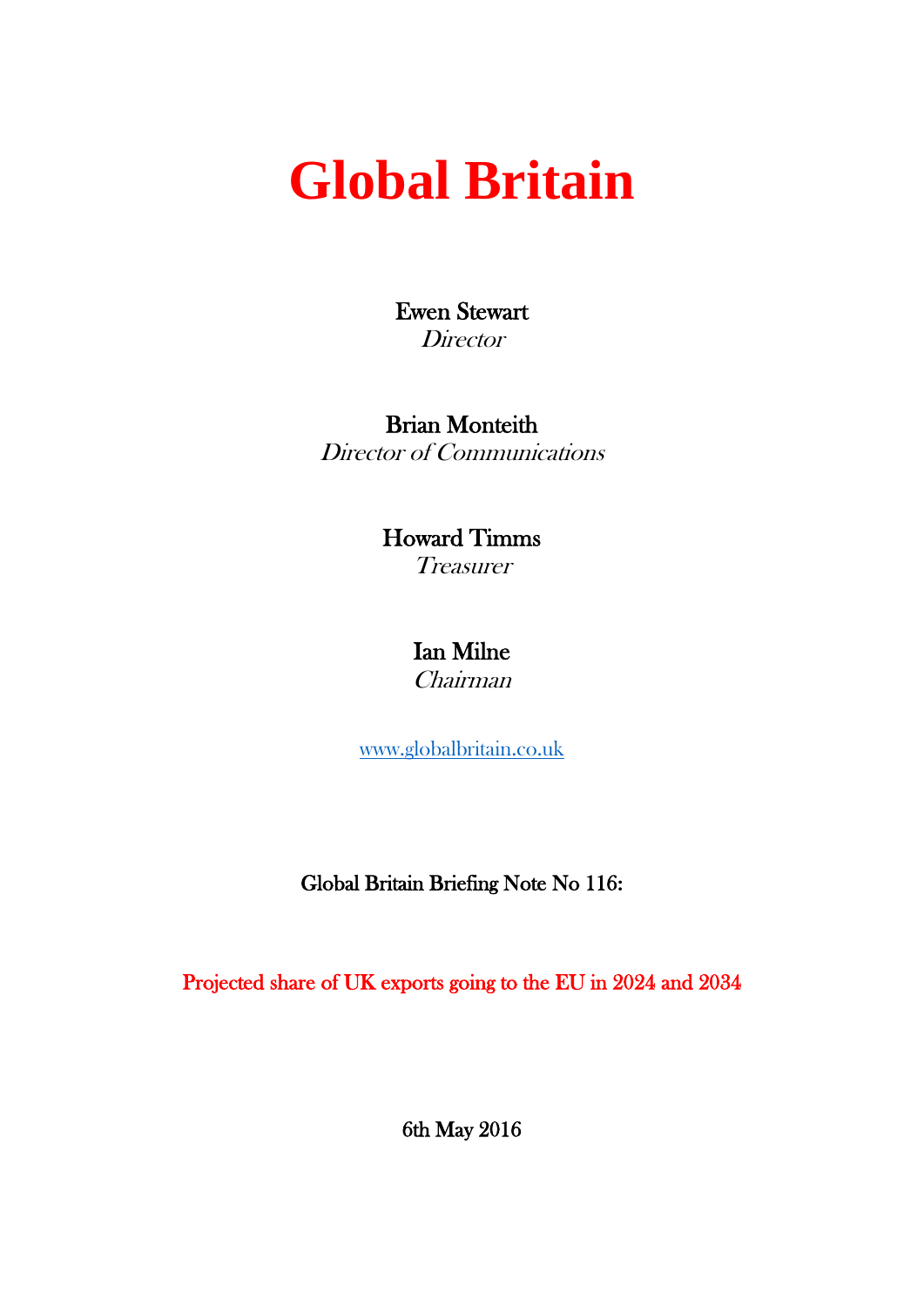# Global Britain

Ewen Stewart
*Director*

Brian Monteith
*Director of Communications*

Howard Timms
*Treasurer*

Ian Milne
*Chairman*

www.globalbritain.co.uk

Global Britain Briefing Note No 116:

Projected share of UK exports going to the EU in 2024 and 2034

6th May 2016